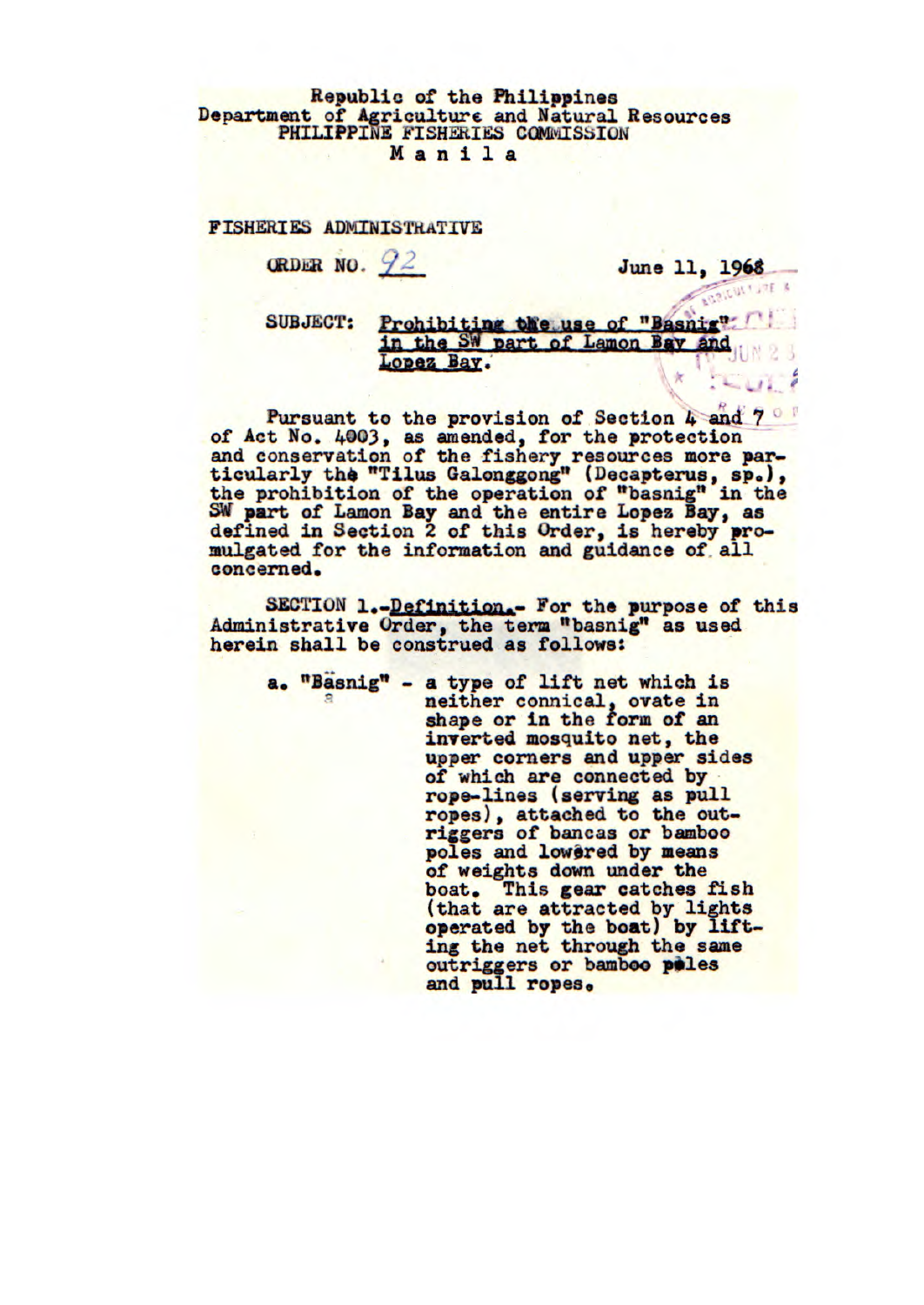Republic of the Philippines
Department of Agriculture and Natural Resources
PHILIPPINE FISHERIES COMMISSION
M a n i l a

FISHERIES ADMINISTRATIVE

ORDER NO. 92 June 11, 1968

SUBJECT: Prohibiting the use of "Basnig" in the SW part of Lamon Bay and Lopez Bay.

Pursuant to the provision of Section 4 and 7 of Act No. 4003, as amended, for the protection and conservation of the fishery resources more particularly the "Tilus Galonggong" (Decapterus, sp.), the prohibition of the operation of "basnig" in the SW part of Lamon Bay and the entire Lopez Bay, as defined in Section 2 of this Order, is hereby promulgated for the information and guidance of all concerned.

SECTION 1.-Definition.- For the purpose of this Administrative Order, the term "basnig" as used herein shall be construed as follows:

a. "Basnig" - a type of lift net which is neither connical, ovate in shape or in the form of an inverted mosquito net, the upper corners and upper sides of which are connected by rope-lines (serving as pull ropes), attached to the outriggers of bancas or bamboo poles and lowered by means of weights down under the boat. This gear catches fish (that are attracted by lights operated by the boat) by lifting the net through the same outriggers or bamboo poles and pull ropes.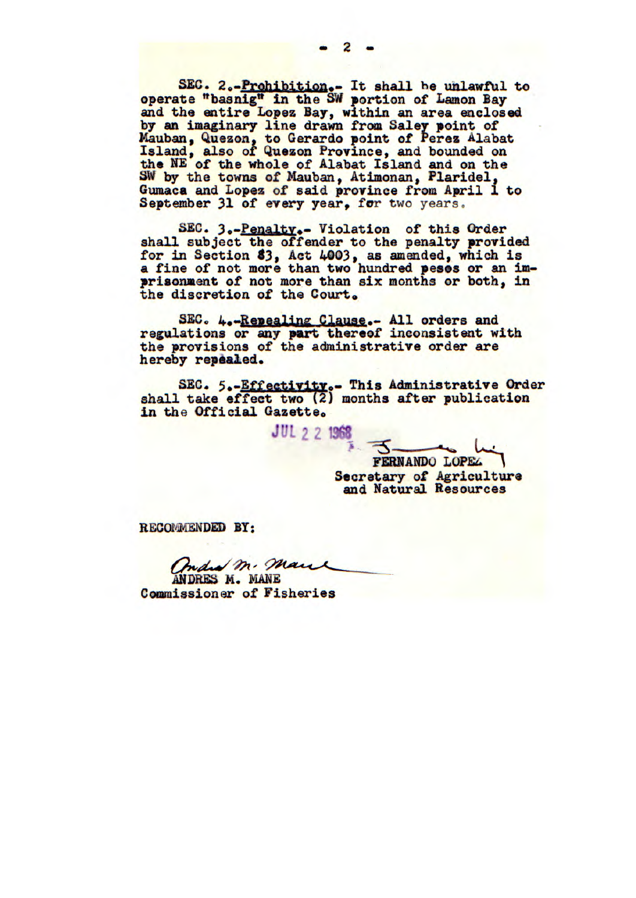SEC. 2.-Prohibition.- It shall be unlawful to operate "basnig" in the SW portion of Lamon Bay and the entire Lopez Bay, within an area enclosed by an imaginary line drawn from Saley point of Mauban, Quezon, to Gerardo point of Perez Alabat Island, also of Quezon Province, and bounded on the NE of the whole of Alabat Island and on the SW by the towns of Mauban, Atimonan, Plaridel, Gumaca and Lopez of said province from April 1 to September 31 of every year, for two years.

SEC. 3.-Penalty.- Violation of this Order shall subject the offender to the penalty provided for in Section 83, Act 4003, as amended, which is a fine of not more than two hundred pesos or an imprisonment of not more than six months or both, in the discretion of the Court.

SEC. 4.-Repealing Clause.- All orders and regulations or any part thereof inconsistent with the provisions of the administrative order are hereby repealed.

SEC. 5.-Effectivity.- This Administrative Order shall take effect two (2) months after publication in the Official Gazette.

JUL 22 1968

FERNANDO LOPEZ
Secretary of Agriculture
and Natural Resources

RECOMMENDED BY:

ANDRES M. MANE
Commissioner of Fisheries